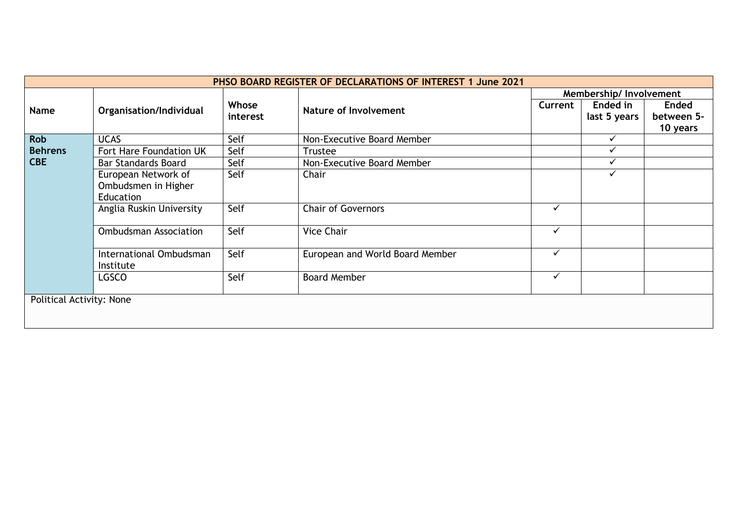| PHSO BOARD REGISTER OF DECLARATIONS OF INTEREST 1 June 2021 | | | | | | |
|---|---|---|---|---|---|---|
| | | | | Membership/ Involvement | | |
| **Name** | **Organisation/Individual** | **Whose interest** | **Nature of Involvement** | **Current** | **Ended in last 5 years** | **Ended between 5-10 years** |
| **Rob Behrens CBE** | UCAS | Self | Non-Executive Board Member | | ✓ | |
| | Fort Hare Foundation UK | Self | Trustee | | ✓ | |
| | Bar Standards Board | Self | Non-Executive Board Member | | ✓ | |
| | European Network of Ombudsmen in Higher Education | Self | Chair | | ✓ | |
| | Anglia Ruskin University | Self | Chair of Governors | ✓ | | |
| | Ombudsman Association | Self | Vice Chair | ✓ | | |
| | International Ombudsman Institute | Self | European and World Board Member | ✓ | | |
| | LGSCO | Self | Board Member | ✓ | | |
| Political Activity: None | | | | | | |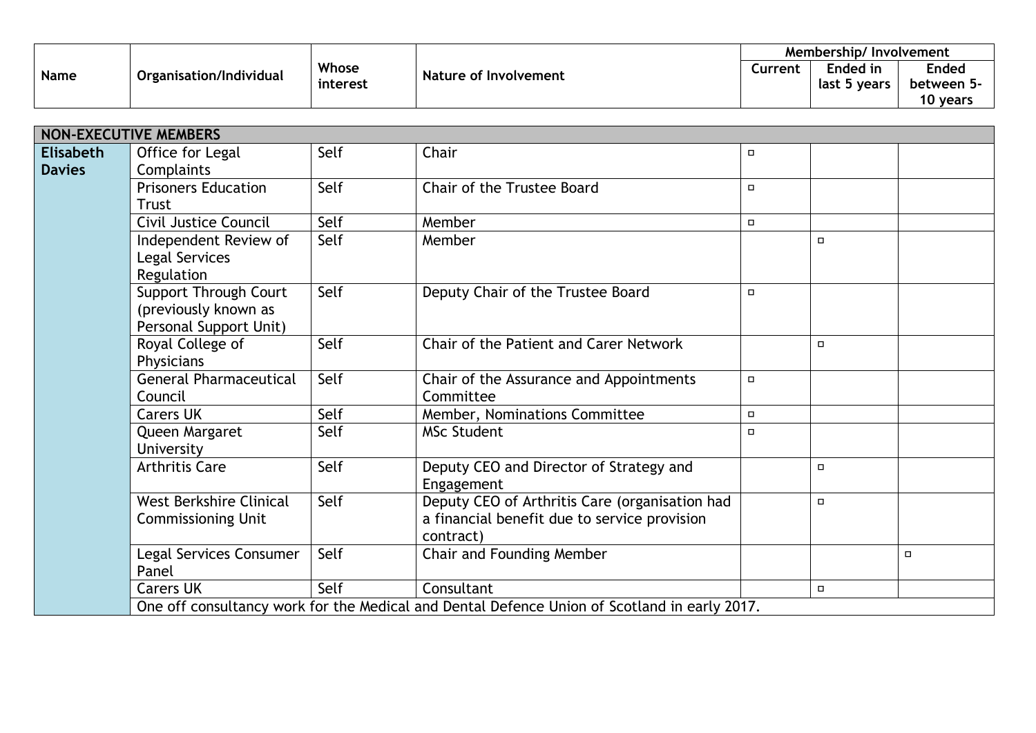| Name | Organisation/Individual | Whose interest | Nature of Involvement | Membership/ Involvement | | |
|---|---|---|---|---|---|---|
| | | | | Current | Ended in last 5 years | Ended between 5-10 years |
| **NON-EXECUTIVE MEMBERS** | | | | | | |
| **Elisabeth Davies** | Office for Legal Complaints | Self | Chair | ▫ | | |
| | Prisoners Education Trust | Self | Chair of the Trustee Board | ▫ | | |
| | Civil Justice Council | Self | Member | ▫ | | |
| | Independent Review of Legal Services Regulation | Self | Member | | ▫ | |
| | Support Through Court (previously known as Personal Support Unit) | Self | Deputy Chair of the Trustee Board | ▫ | | |
| | Royal College of Physicians | Self | Chair of the Patient and Carer Network | | ▫ | |
| | General Pharmaceutical Council | Self | Chair of the Assurance and Appointments Committee | ▫ | | |
| | Carers UK | Self | Member, Nominations Committee | ▫ | | |
| | Queen Margaret University | Self | MSc Student | ▫ | | |
| | Arthritis Care | Self | Deputy CEO and Director of Strategy and Engagement | | ▫ | |
| | West Berkshire Clinical Commissioning Unit | Self | Deputy CEO of Arthritis Care (organisation had a financial benefit due to service provision contract) | | ▫ | |
| | Legal Services Consumer Panel | Self | Chair and Founding Member | | | ▫ |
| | Carers UK | Self | Consultant | | ▫ | |
| | One off consultancy work for the Medical and Dental Defence Union of Scotland in early 2017. | | | | | |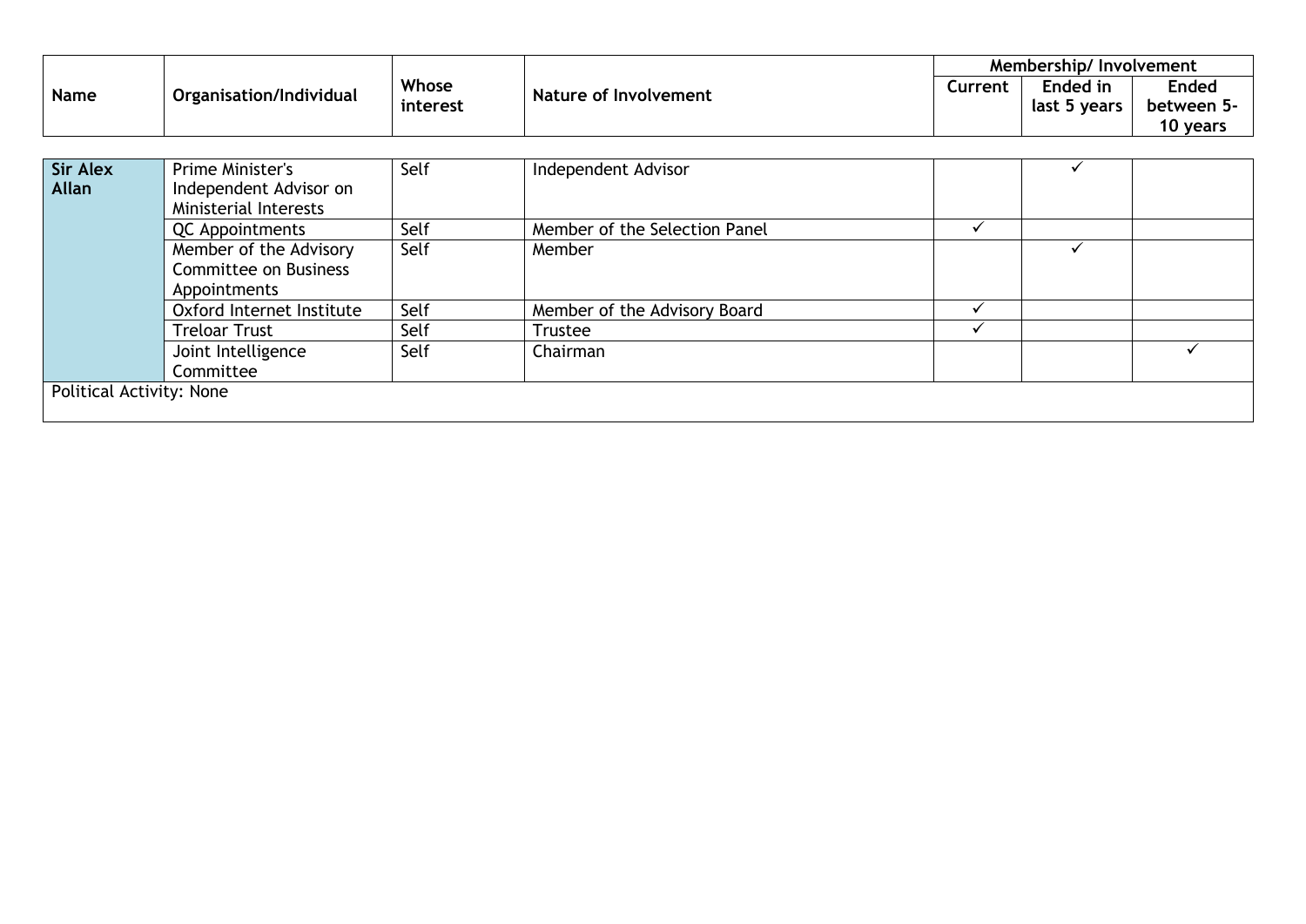| Name | Organisation/Individual | Whose interest | Nature of Involvement | Membership/ Involvement | | |
|---|---|---|---|---|---|---|
| | | | | Current | Ended in last 5 years | Ended between 5-10 years |
| **Sir Alex Allan** | Prime Minister's Independent Advisor on Ministerial Interests | Self | Independent Advisor | | ✓ | |
| | QC Appointments | Self | Member of the Selection Panel | ✓ | | |
| | Member of the Advisory Committee on Business Appointments | Self | Member | | ✓ | |
| | Oxford Internet Institute | Self | Member of the Advisory Board | ✓ | | |
| | Treloar Trust | Self | Trustee | ✓ | | |
| | Joint Intelligence Committee | Self | Chairman | | | ✓ |
| Political Activity: None | | | | | | |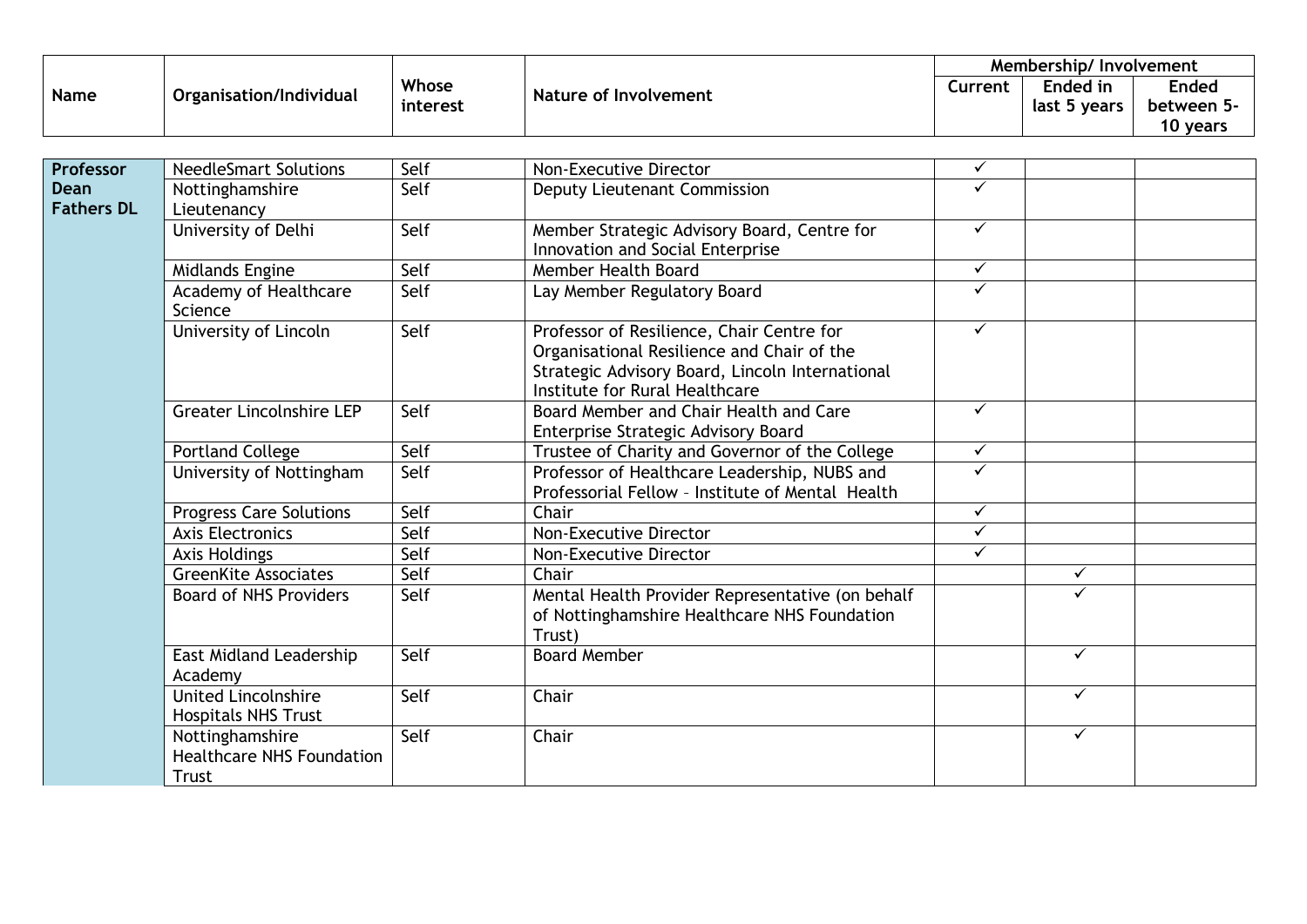| Name | Organisation/Individual | Whose interest | Nature of Involvement | Membership/ Involvement | | |
|---|---|---|---|---|---|---|
| | | | | Current | Ended in last 5 years | Ended between 5-10 years |
| **Professor Dean Fathers DL** | NeedleSmart Solutions | Self | Non-Executive Director | ✓ | | |
| | Nottinghamshire Lieutenancy | Self | Deputy Lieutenant Commission | ✓ | | |
| | University of Delhi | Self | Member Strategic Advisory Board, Centre for Innovation and Social Enterprise | ✓ | | |
| | Midlands Engine | Self | Member Health Board | ✓ | | |
| | Academy of Healthcare Science | Self | Lay Member Regulatory Board | ✓ | | |
| | University of Lincoln | Self | Professor of Resilience, Chair Centre for Organisational Resilience and Chair of the Strategic Advisory Board, Lincoln International Institute for Rural Healthcare | ✓ | | |
| | Greater Lincolnshire LEP | Self | Board Member and Chair Health and Care Enterprise Strategic Advisory Board | ✓ | | |
| | Portland College | Self | Trustee of Charity and Governor of the College | ✓ | | |
| | University of Nottingham | Self | Professor of Healthcare Leadership, NUBS and Professorial Fellow – Institute of Mental Health | ✓ | | |
| | Progress Care Solutions | Self | Chair | ✓ | | |
| | Axis Electronics | Self | Non-Executive Director | ✓ | | |
| | Axis Holdings | Self | Non-Executive Director | ✓ | | |
| | GreenKite Associates | Self | Chair | | ✓ | |
| | Board of NHS Providers | Self | Mental Health Provider Representative (on behalf of Nottinghamshire Healthcare NHS Foundation Trust) | | ✓ | |
| | East Midland Leadership Academy | Self | Board Member | | ✓ | |
| | United Lincolnshire Hospitals NHS Trust | Self | Chair | | ✓ | |
| | Nottinghamshire Healthcare NHS Foundation Trust | Self | Chair | | ✓ | |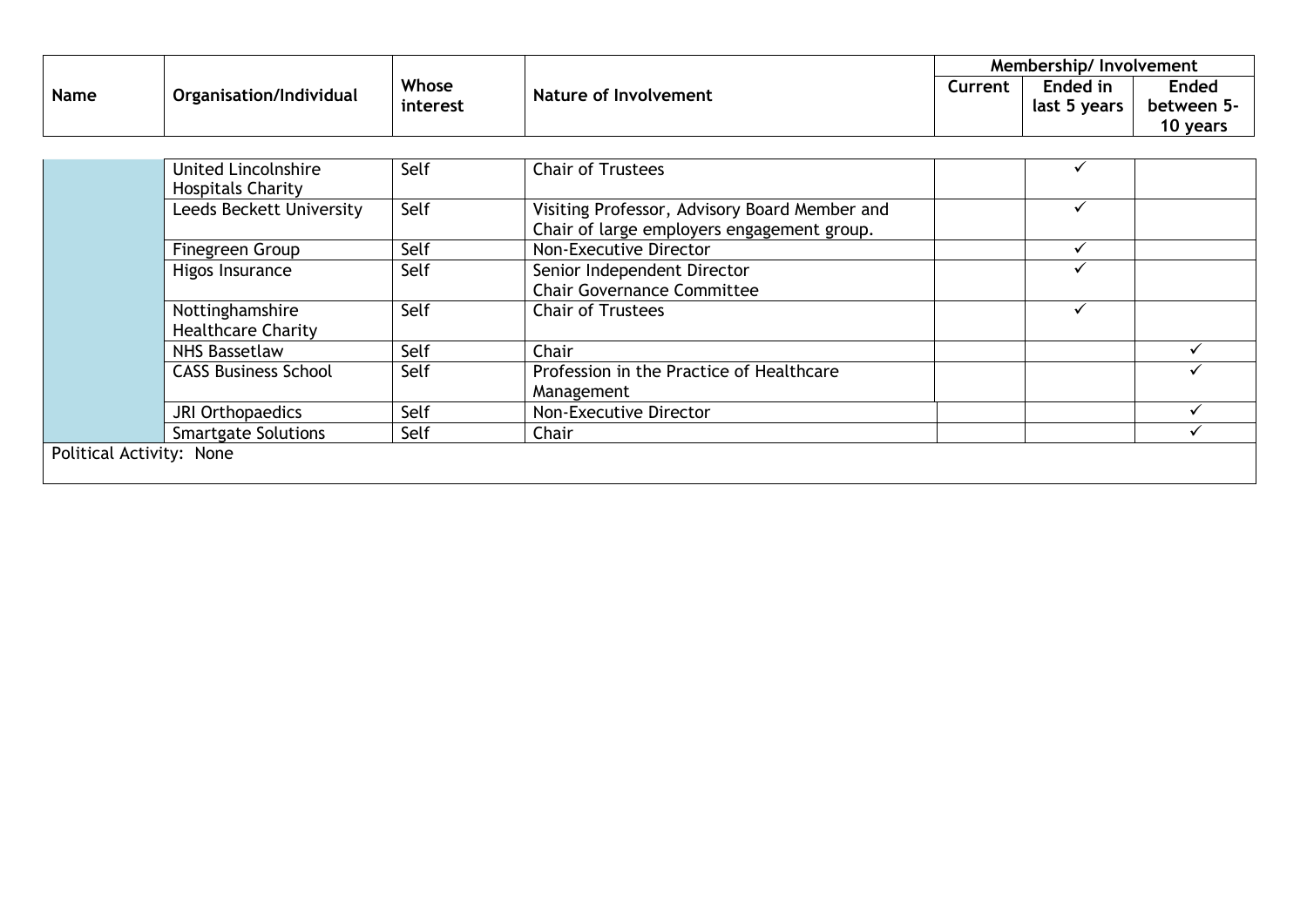| Name | Organisation/Individual | Whose interest | Nature of Involvement | Membership/ Involvement | | |
|---|---|---|---|---|---|---|
| | | | | Current | Ended in last 5 years | Ended between 5-10 years |
| | United Lincolnshire Hospitals Charity | Self | Chair of Trustees | | ✓ | |
| | Leeds Beckett University | Self | Visiting Professor, Advisory Board Member and Chair of large employers engagement group. | | ✓ | |
| | Finegreen Group | Self | Non-Executive Director | | ✓ | |
| | Higos Insurance | Self | Senior Independent Director<br>Chair Governance Committee | | ✓ | |
| | Nottinghamshire Healthcare Charity | Self | Chair of Trustees | | ✓ | |
| | NHS Bassetlaw | Self | Chair | | | ✓ |
| | CASS Business School | Self | Profession in the Practice of Healthcare Management | | | ✓ |
| | JRI Orthopaedics | Self | Non-Executive Director | | | ✓ |
| | Smartgate Solutions | Self | Chair | | | ✓ |
| Political Activity: None | | | | | | |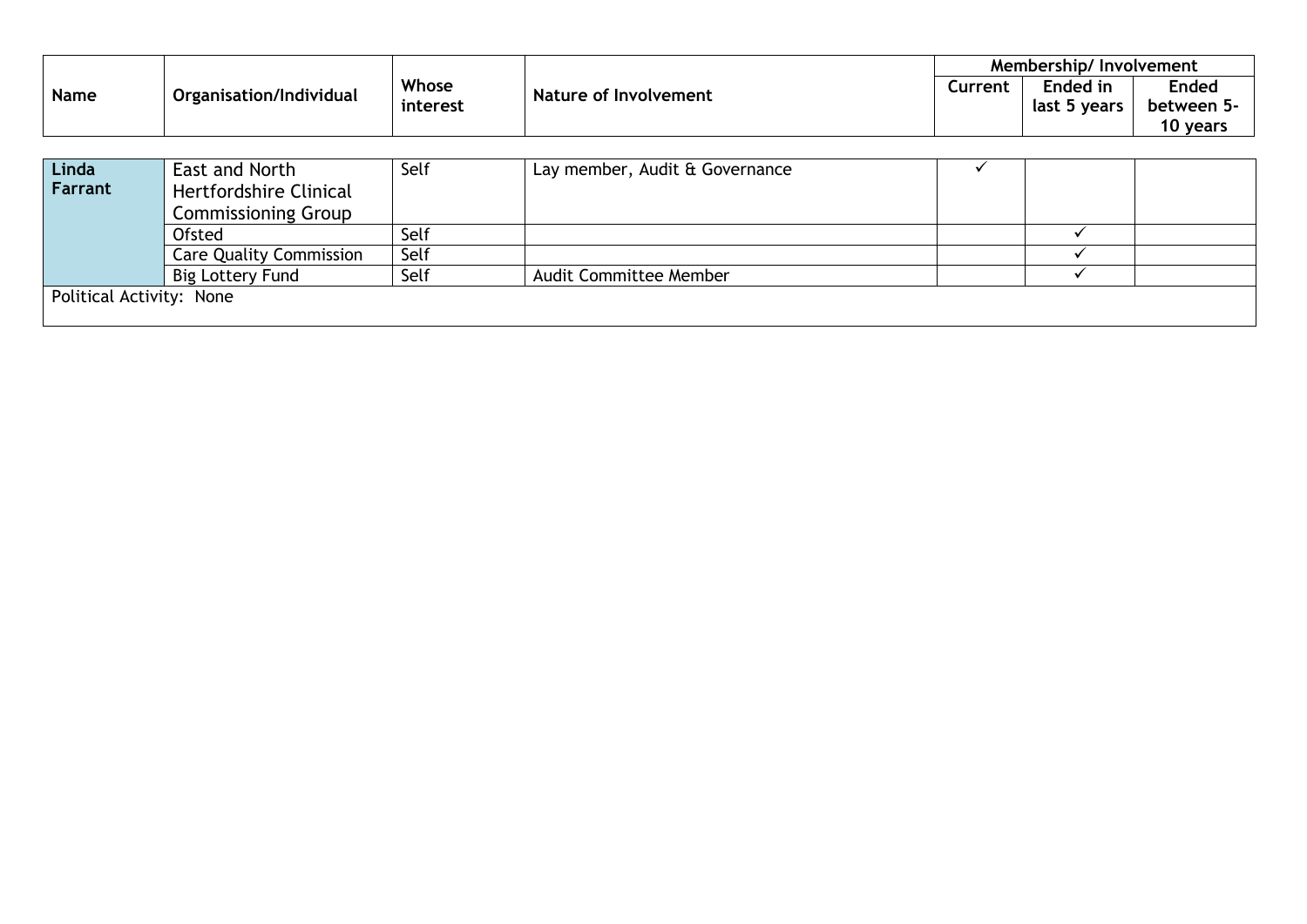| Name | Organisation/Individual | Whose interest | Nature of Involvement | Membership/ Involvement | | |
|---|---|---|---|---|---|---|
| | | | | Current | Ended in last 5 years | Ended between 5-10 years |
| **Linda Farrant** | East and North Hertfordshire Clinical Commissioning Group | Self | Lay member, Audit & Governance | ✓ | | |
| | Ofsted | Self | | | ✓ | |
| | Care Quality Commission | Self | | | ✓ | |
| | Big Lottery Fund | Self | Audit Committee Member | | ✓ | |
| Political Activity: None | | | | | | |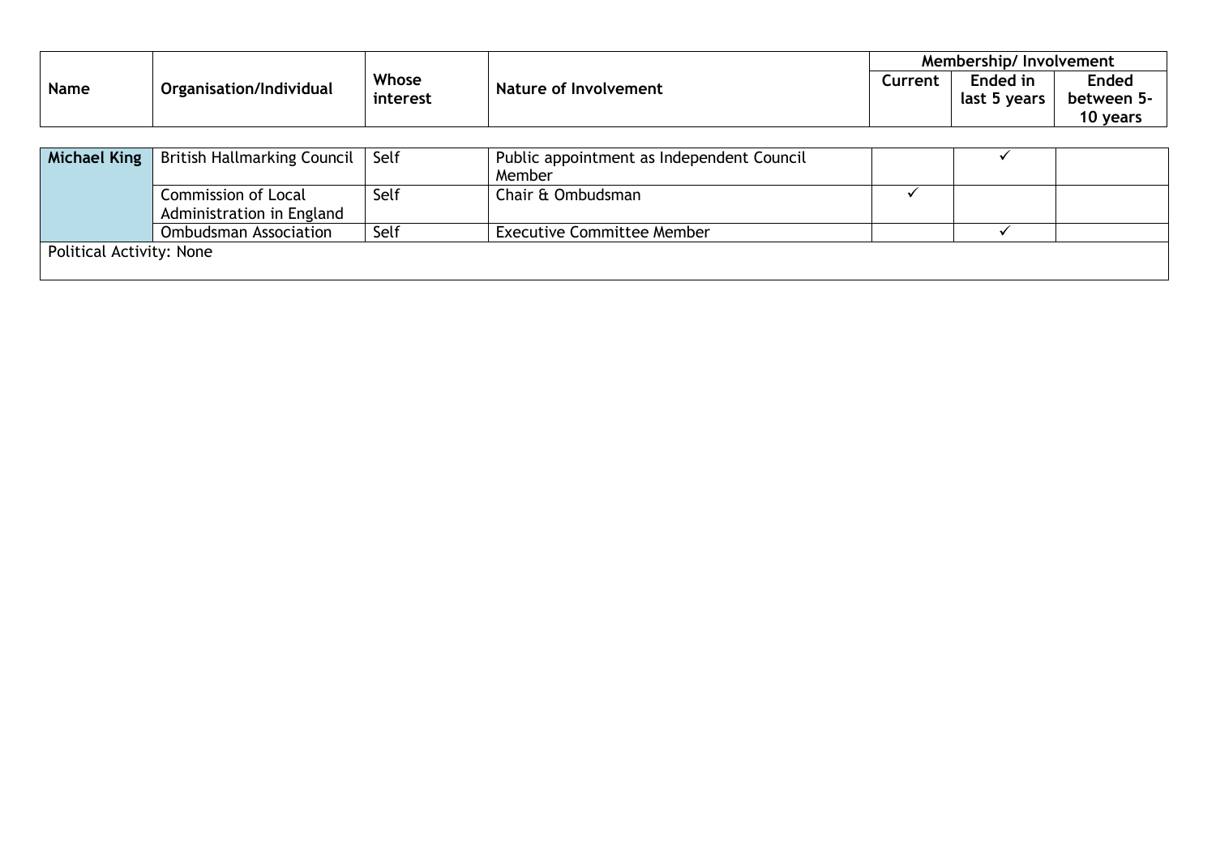| Name | Organisation/Individual | Whose interest | Nature of Involvement | Membership/ Involvement | | |
|---|---|---|---|---|---|---|
| | | | | Current | Ended in last 5 years | Ended between 5-10 years |
| **Michael King** | British Hallmarking Council | Self | Public appointment as Independent Council Member | | ✓ | |
| | Commission of Local Administration in England | Self | Chair & Ombudsman | ✓ | | |
| | Ombudsman Association | Self | Executive Committee Member | | ✓ | |
| Political Activity: None | | | | | | |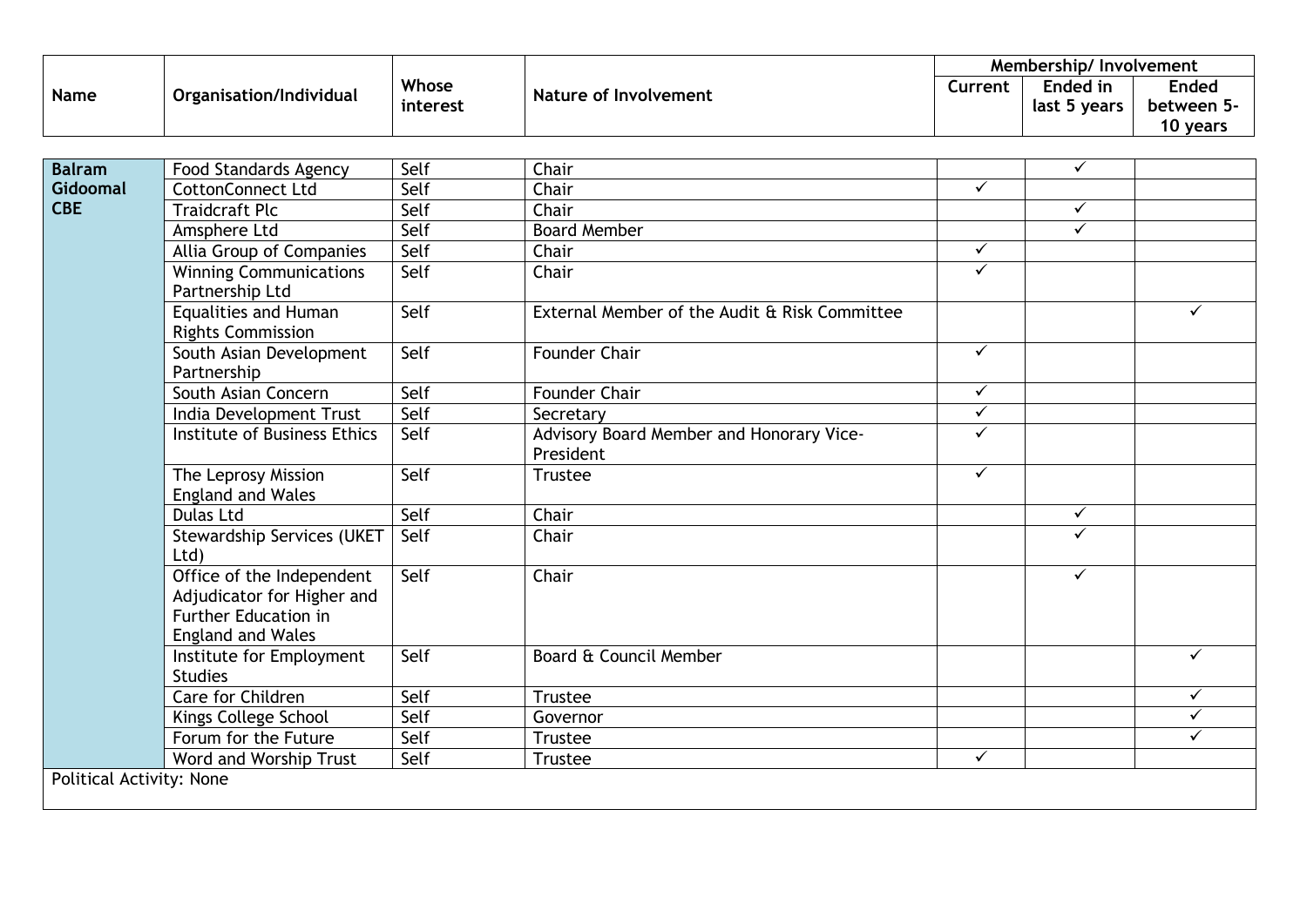| Name | Organisation/Individual | Whose interest | Nature of Involvement | Membership/ Involvement | | |
|---|---|---|---|---|---|---|
| | | | | Current | Ended in last 5 years | Ended between 5-10 years |
| **Balram Gidoomal CBE** | Food Standards Agency | Self | Chair | | ✓ | |
| | CottonConnect Ltd | Self | Chair | ✓ | | |
| | Traidcraft Plc | Self | Chair | | ✓ | |
| | Amsphere Ltd | Self | Board Member | | ✓ | |
| | Allia Group of Companies | Self | Chair | ✓ | | |
| | Winning Communications Partnership Ltd | Self | Chair | ✓ | | |
| | Equalities and Human Rights Commission | Self | External Member of the Audit & Risk Committee | | | ✓ |
| | South Asian Development Partnership | Self | Founder Chair | ✓ | | |
| | South Asian Concern | Self | Founder Chair | ✓ | | |
| | India Development Trust | Self | Secretary | ✓ | | |
| | Institute of Business Ethics | Self | Advisory Board Member and Honorary Vice-President | ✓ | | |
| | The Leprosy Mission England and Wales | Self | Trustee | ✓ | | |
| | Dulas Ltd | Self | Chair | | ✓ | |
| | Stewardship Services (UKET Ltd) | Self | Chair | | ✓ | |
| | Office of the Independent Adjudicator for Higher and Further Education in England and Wales | Self | Chair | | ✓ | |
| | Institute for Employment Studies | Self | Board & Council Member | | | ✓ |
| | Care for Children | Self | Trustee | | | ✓ |
| | Kings College School | Self | Governor | | | ✓ |
| | Forum for the Future | Self | Trustee | | | ✓ |
| | Word and Worship Trust | Self | Trustee | ✓ | | |
| Political Activity: None | | | | | | |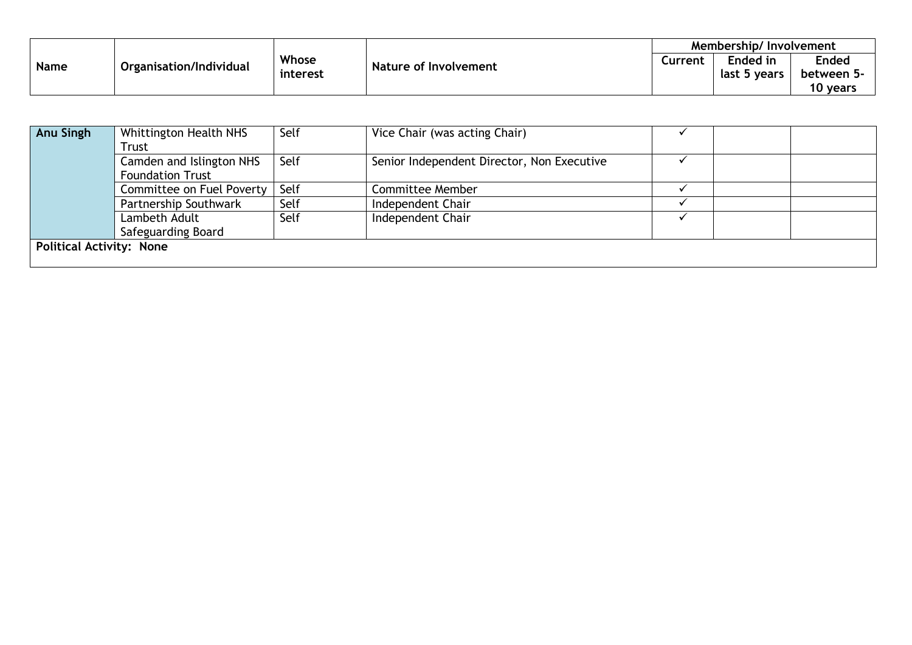| Name | Organisation/Individual | Whose interest | Nature of Involvement | Membership/ Involvement | | |
|---|---|---|---|---|---|---|
| | | | | Current | Ended in last 5 years | Ended between 5-10 years |
| **Anu Singh** | Whittington Health NHS Trust | Self | Vice Chair (was acting Chair) | ✓ | | |
| | Camden and Islington NHS Foundation Trust | Self | Senior Independent Director, Non Executive | ✓ | | |
| | Committee on Fuel Poverty | Self | Committee Member | ✓ | | |
| | Partnership Southwark | Self | Independent Chair | ✓ | | |
| | Lambeth Adult Safeguarding Board | Self | Independent Chair | ✓ | | |
| **Political Activity: None** | | | | | | |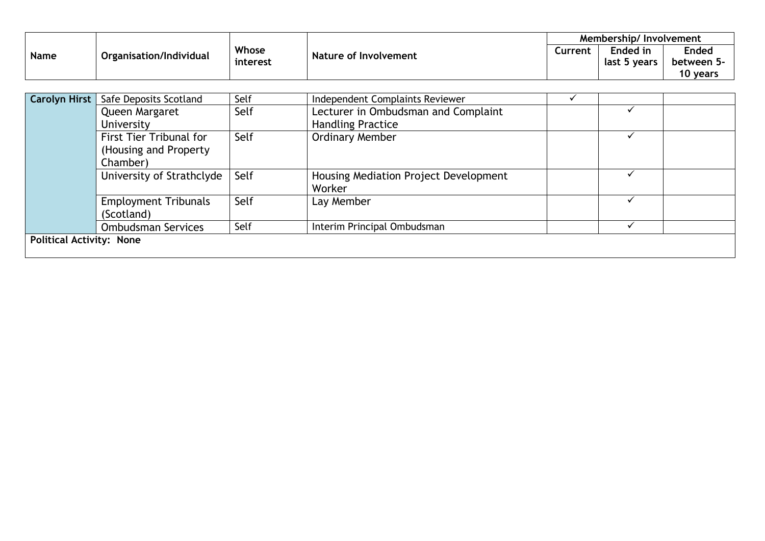| Name | Organisation/Individual | Whose interest | Nature of Involvement | Membership/ Involvement | | |
|---|---|---|---|---|---|---|
| | | | | Current | Ended in last 5 years | Ended between 5-10 years |
| **Carolyn Hirst** | Safe Deposits Scotland | Self | Independent Complaints Reviewer | ✓ | | |
| | Queen Margaret University | Self | Lecturer in Ombudsman and Complaint Handling Practice | | ✓ | |
| | First Tier Tribunal for (Housing and Property Chamber) | Self | Ordinary Member | | ✓ | |
| | University of Strathclyde | Self | Housing Mediation Project Development Worker | | ✓ | |
| | Employment Tribunals (Scotland) | Self | Lay Member | | ✓ | |
| | Ombudsman Services | Self | Interim Principal Ombudsman | | ✓ | |
| **Political Activity: None** | | | | | | |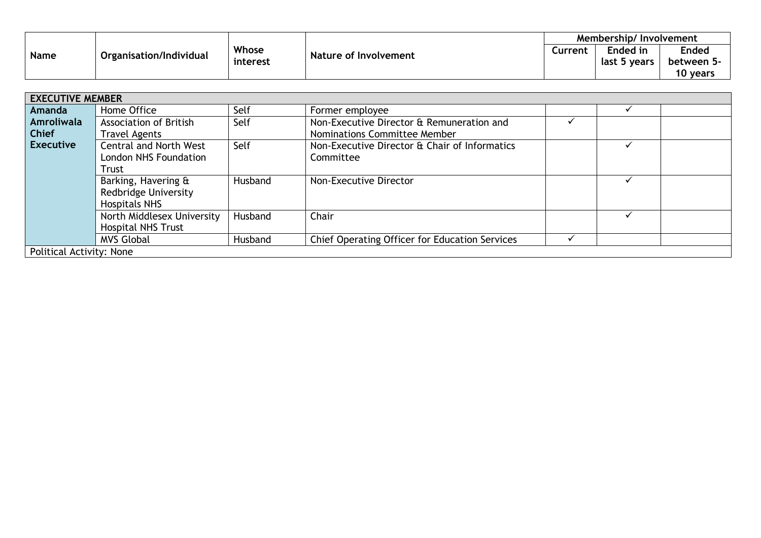| Name | Organisation/Individual | Whose interest | Nature of Involvement | Membership/ Involvement | | |
|---|---|---|---|---|---|---|
| | | | | Current | Ended in last 5 years | Ended between 5-10 years |
| **EXECUTIVE MEMBER** | | | | | | |
| **Amanda Amroliwala Chief Executive** | Home Office | Self | Former employee | | ✓ | |
| | Association of British Travel Agents | Self | Non-Executive Director & Remuneration and Nominations Committee Member | ✓ | | |
| | Central and North West London NHS Foundation Trust | Self | Non-Executive Director & Chair of Informatics Committee | | ✓ | |
| | Barking, Havering & Redbridge University Hospitals NHS | Husband | Non-Executive Director | | ✓ | |
| | North Middlesex University Hospital NHS Trust | Husband | Chair | | ✓ | |
| | MVS Global | Husband | Chief Operating Officer for Education Services | ✓ | | |
| Political Activity: None | | | | | | |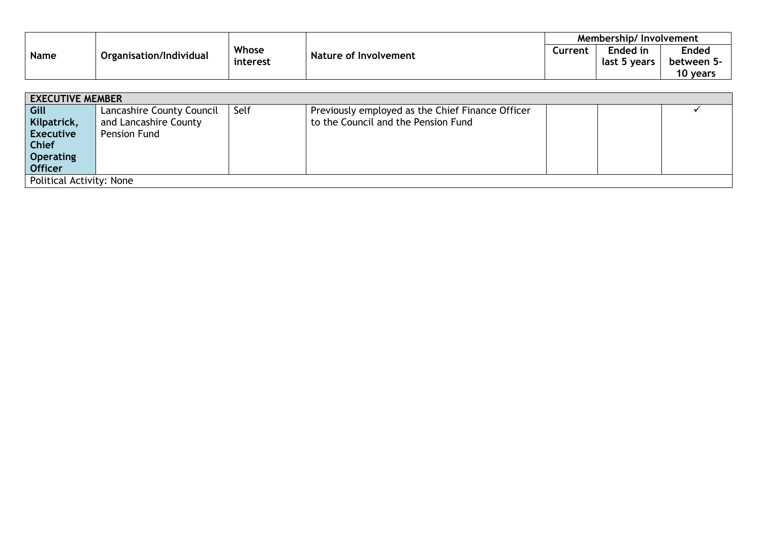| Name | Organisation/Individual | Whose interest | Nature of Involvement | Membership/ Involvement | | |
|---|---|---|---|---|---|---|
| | | | | Current | Ended in last 5 years | Ended between 5-10 years |
| **EXECUTIVE MEMBER** | | | | | | |
| **Gill Kilpatrick, Executive Chief Operating Officer** | Lancashire County Council and Lancashire County Pension Fund | Self | Previously employed as the Chief Finance Officer to the Council and the Pension Fund | | | ✓ |
| Political Activity: None | | | | | | |